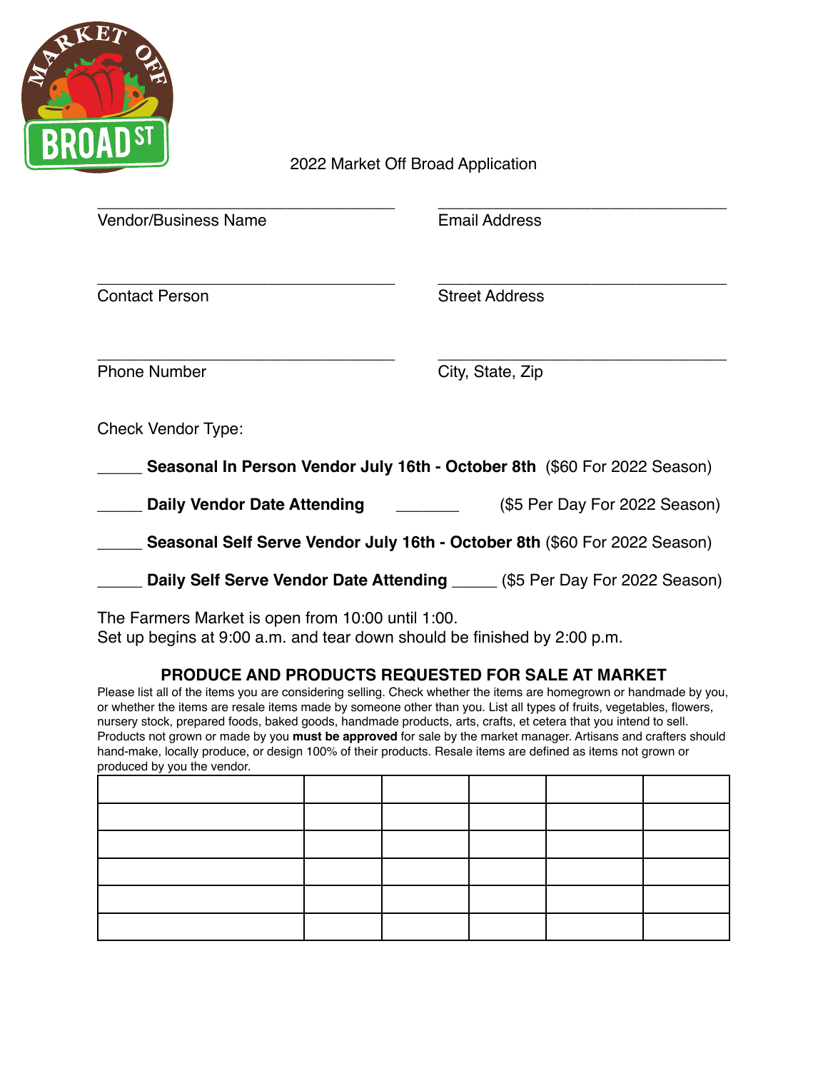MARKET OFF BROAD ST

# 2022 Market Off Broad Application

_______________________________ 
Vendor/Business Name

_______________________________ 
Email Address

_______________________________ 
Contact Person

_______________________________ 
Street Address

_______________________________ 
Phone Number

_______________________________ 
City, State, Zip

Check Vendor Type:

_____ **Seasonal In Person Vendor July 16th - October 8th** ($60 For 2022 Season)

_____ **Daily Vendor Date Attending** _______ ($5 Per Day For 2022 Season)

_____ **Seasonal Self Serve Vendor July 16th - October 8th** ($60 For 2022 Season)

_____ **Daily Self Serve Vendor Date Attending** _____ ($5 Per Day For 2022 Season)

The Farmers Market is open from 10:00 until 1:00.
Set up begins at 9:00 a.m. and tear down should be finished by 2:00 p.m.

## PRODUCE AND PRODUCTS REQUESTED FOR SALE AT MARKET

Please list all of the items you are considering selling. Check whether the items are homegrown or handmade by you, or whether the items are resale items made by someone other than you. List all types of fruits, vegetables, flowers, nursery stock, prepared foods, baked goods, handmade products, arts, crafts, et cetera that you intend to sell. Products not grown or made by you **must be approved** for sale by the market manager. Artisans and crafters should hand-make, locally produce, or design 100% of their products. Resale items are defined as items not grown or produced by you the vendor.

| | | | | | |
|---|---|---|---|---|---|
| | | | | | |
| | | | | | |
| | | | | | |
| | | | | | |
| | | | | | |
| | | | | | |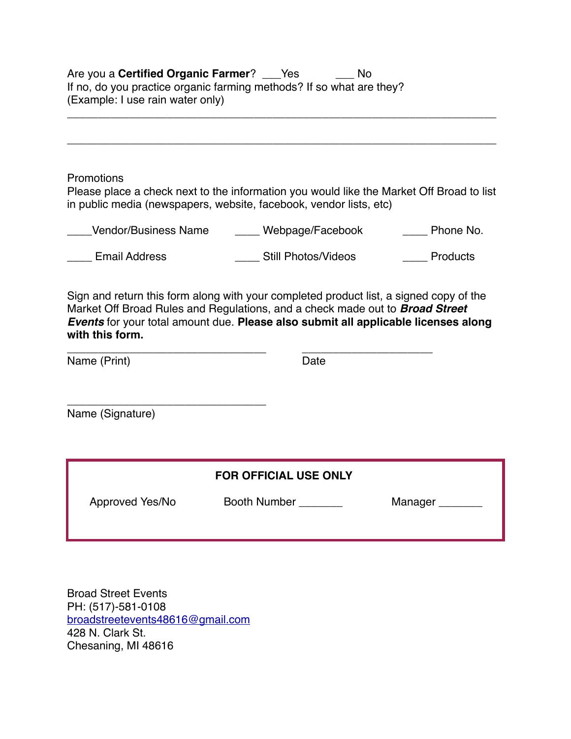Are you a **Certified Organic Farmer**? ___Yes ___ No
If no, do you practice organic farming methods? If so what are they?
(Example: I use rain water only)

______________________________________________________________________

______________________________________________________________________

Promotions
Please place a check next to the information you would like the Market Off Broad to list in public media (newspapers, website, facebook, vendor lists, etc)

____Vendor/Business Name ____ Webpage/Facebook ____ Phone No.

____ Email Address ____ Still Photos/Videos ____ Products

Sign and return this form along with your completed product list, a signed copy of the Market Off Broad Rules and Regulations, and a check made out to ***Broad Street Events*** for your total amount due. **Please also submit all applicable licenses along with this form.**

________________________________ ____________________
Name (Print) Date

________________________________
Name (Signature)

**FOR OFFICIAL USE ONLY**

Approved Yes/No Booth Number _______ Manager _______

Broad Street Events
PH: (517)-581-0108
broadstreetevents48616@gmail.com
428 N. Clark St.
Chesaning, MI 48616